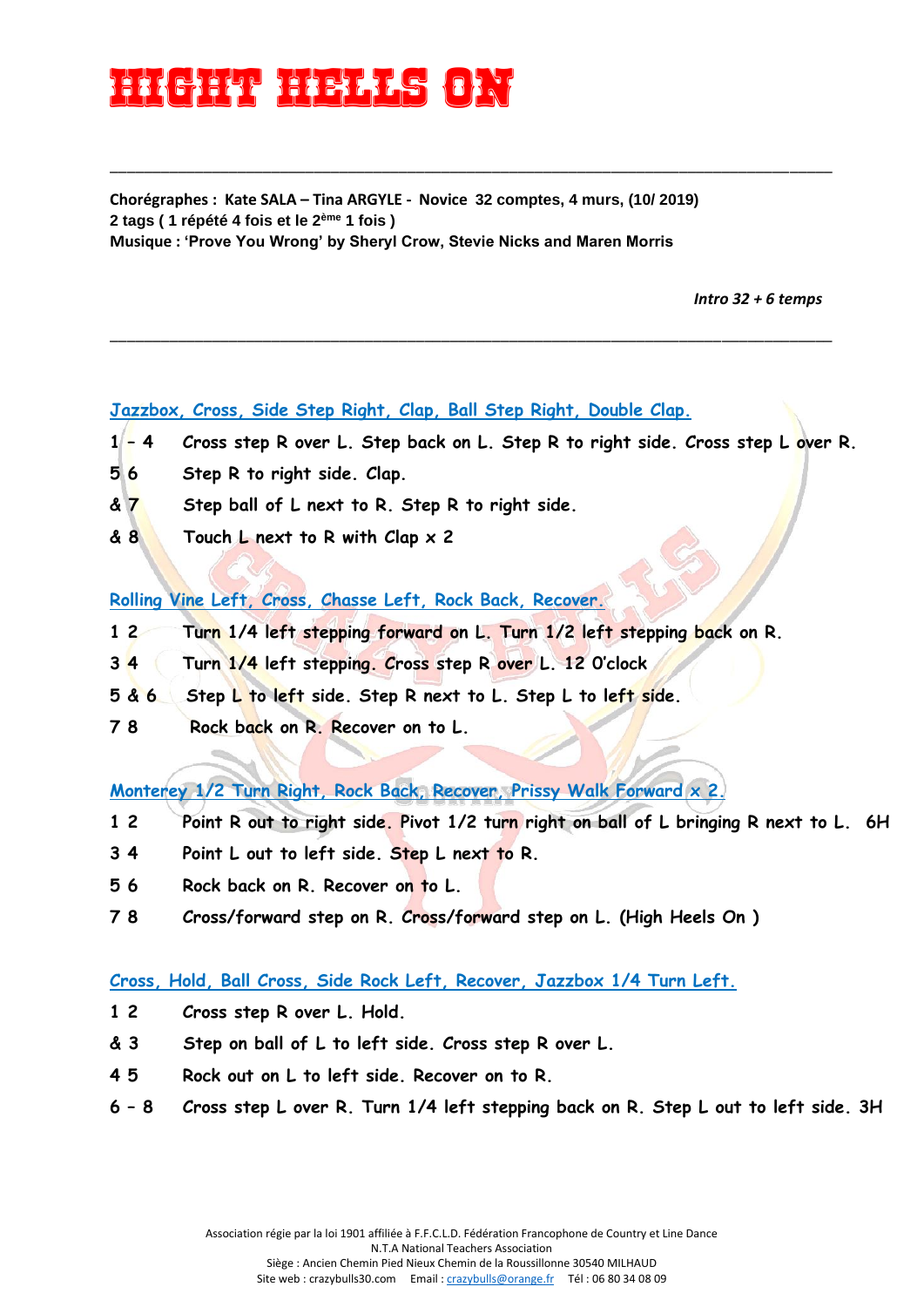# HIGHT HELLS ON

---

**Chorégraphes : Kate SALA – Tina ARGYLE - Novice 32 comptes, 4 murs, (10/ 2019)**
**2 tags ( 1 répété 4 fois et le 2ème 1 fois )**
**Musique : 'Prove You Wrong' by Sheryl Crow, Stevie Nicks and Maren Morris**

*Intro 32 + 6 temps*

---

### Jazzbox, Cross, Side Step Right, Clap, Ball Step Right, Double Clap.

1 – 4 Cross step R over L. Step back on L. Step R to right side. Cross step L over R.
5 6 Step R to right side. Clap.
& 7 Step ball of L next to R. Step R to right side.
& 8 Touch L next to R with Clap x 2

### Rolling Vine Left, Cross, Chasse Left, Rock Back, Recover.

1 2 Turn 1/4 left stepping forward on L. Turn 1/2 left stepping back on R.
3 4 Turn 1/4 left stepping. Cross step R over L. 12 O'clock
5 & 6 Step L to left side. Step R next to L. Step L to left side.
7 8 Rock back on R. Recover on to L.

### Monterey 1/2 Turn Right, Rock Back, Recover, Prissy Walk Forward x 2.

1 2 Point R out to right side. Pivot 1/2 turn right on ball of L bringing R next to L. 6H
3 4 Point L out to left side. Step L next to R.
5 6 Rock back on R. Recover on to L.
7 8 Cross/forward step on R. Cross/forward step on L. (High Heels On )

### Cross, Hold, Ball Cross, Side Rock Left, Recover, Jazzbox 1/4 Turn Left.

1 2 Cross step R over L. Hold.
& 3 Step on ball of L to left side. Cross step R over L.
4 5 Rock out on L to left side. Recover on to R.
6 – 8 Cross step L over R. Turn 1/4 left stepping back on R. Step L out to left side. 3H

Association régie par la loi 1901 affiliée à F.F.C.L.D. Fédération Francophone de Country et Line Dance
N.T.A National Teachers Association
Siège : Ancien Chemin Pied Nieux Chemin de la Roussillonne 30540 MILHAUD
Site web : crazybulls30.com Email : crazybulls@orange.fr Tél : 06 80 34 08 09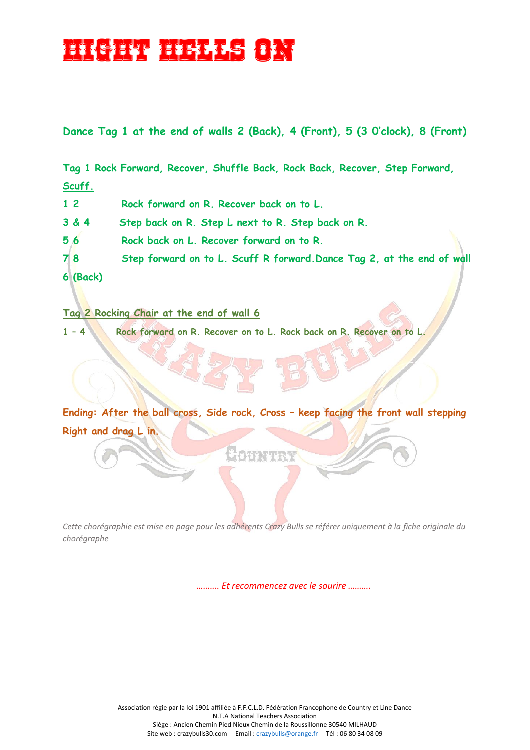# HIGHT HELLS ON

**Dance Tag 1 at the end of walls 2 (Back), 4 (Front), 5 (3 O'clock), 8 (Front)**

**Tag 1 Rock Forward, Recover, Shuffle Back, Rock Back, Recover, Step Forward, Scuff.**

1 2 Rock forward on R. Recover back on to L.

3 & 4 Step back on R. Step L next to R. Step back on R.

5 6 Rock back on L. Recover forward on to R.

7 8 Step forward on to L. Scuff R forward.Dance Tag 2, at the end of wall 6 (Back)

**Tag 2 Rocking Chair at the end of wall 6**

1 – 4 Rock forward on R. Recover on to L. Rock back on R. Recover on to L.

**Ending: After the ball cross, Side rock, Cross – keep facing the front wall stepping Right and drag L in.**

*Cette chorégraphie est mise en page pour les adhérents Crazy Bulls se référer uniquement à la fiche originale du chorégraphe*

*………. Et recommencez avec le sourire ……….*

Association régie par la loi 1901 affiliée à F.F.C.L.D. Fédération Francophone de Country et Line Dance
N.T.A National Teachers Association
Siège : Ancien Chemin Pied Nieux Chemin de la Roussillonne 30540 MILHAUD
Site web : crazybulls30.com Email : crazybulls@orange.fr Tél : 06 80 34 08 09